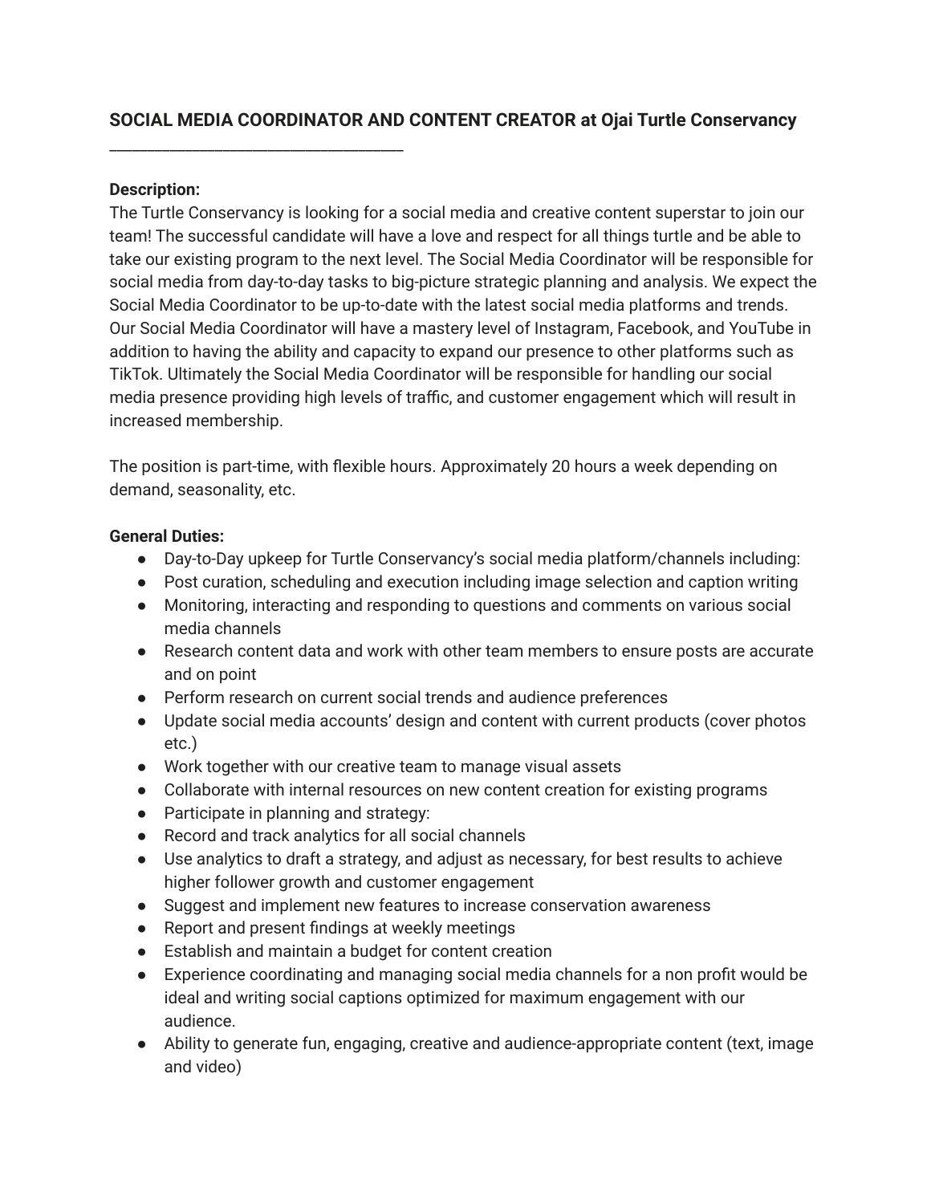**SOCIAL MEDIA COORDINATOR AND CONTENT CREATOR at Ojai Turtle Conservancy**

---

**Description:**

The Turtle Conservancy is looking for a social media and creative content superstar to join our team! The successful candidate will have a love and respect for all things turtle and be able to take our existing program to the next level. The Social Media Coordinator will be responsible for social media from day-to-day tasks to big-picture strategic planning and analysis. We expect the Social Media Coordinator to be up-to-date with the latest social media platforms and trends. Our Social Media Coordinator will have a mastery level of Instagram, Facebook, and YouTube in addition to having the ability and capacity to expand our presence to other platforms such as TikTok. Ultimately the Social Media Coordinator will be responsible for handling our social media presence providing high levels of traffic, and customer engagement which will result in increased membership.

The position is part-time, with flexible hours. Approximately 20 hours a week depending on demand, seasonality, etc.

**General Duties:**

- Day-to-Day upkeep for Turtle Conservancy's social media platform/channels including:
- Post curation, scheduling and execution including image selection and caption writing
- Monitoring, interacting and responding to questions and comments on various social media channels
- Research content data and work with other team members to ensure posts are accurate and on point
- Perform research on current social trends and audience preferences
- Update social media accounts' design and content with current products (cover photos etc.)
- Work together with our creative team to manage visual assets
- Collaborate with internal resources on new content creation for existing programs
- Participate in planning and strategy:
- Record and track analytics for all social channels
- Use analytics to draft a strategy, and adjust as necessary, for best results to achieve higher follower growth and customer engagement
- Suggest and implement new features to increase conservation awareness
- Report and present findings at weekly meetings
- Establish and maintain a budget for content creation
- Experience coordinating and managing social media channels for a non profit would be ideal and writing social captions optimized for maximum engagement with our audience.
- Ability to generate fun, engaging, creative and audience-appropriate content (text, image and video)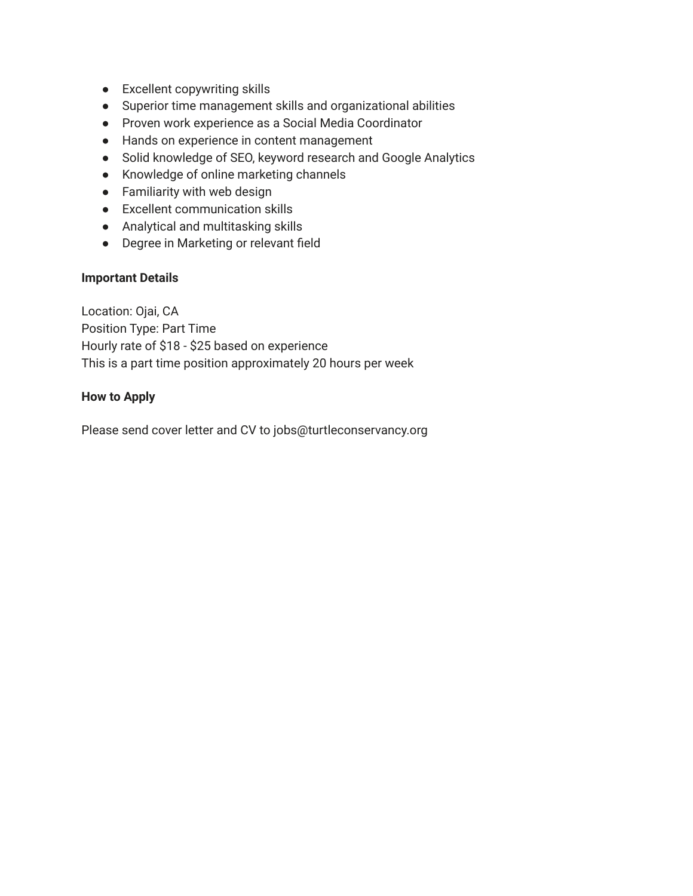- Excellent copywriting skills
- Superior time management skills and organizational abilities
- Proven work experience as a Social Media Coordinator
- Hands on experience in content management
- Solid knowledge of SEO, keyword research and Google Analytics
- Knowledge of online marketing channels
- Familiarity with web design
- Excellent communication skills
- Analytical and multitasking skills
- Degree in Marketing or relevant field

**Important Details**

Location: Ojai, CA
Position Type: Part Time
Hourly rate of $18 - $25 based on experience
This is a part time position approximately 20 hours per week

**How to Apply**

Please send cover letter and CV to jobs@turtleconservancy.org